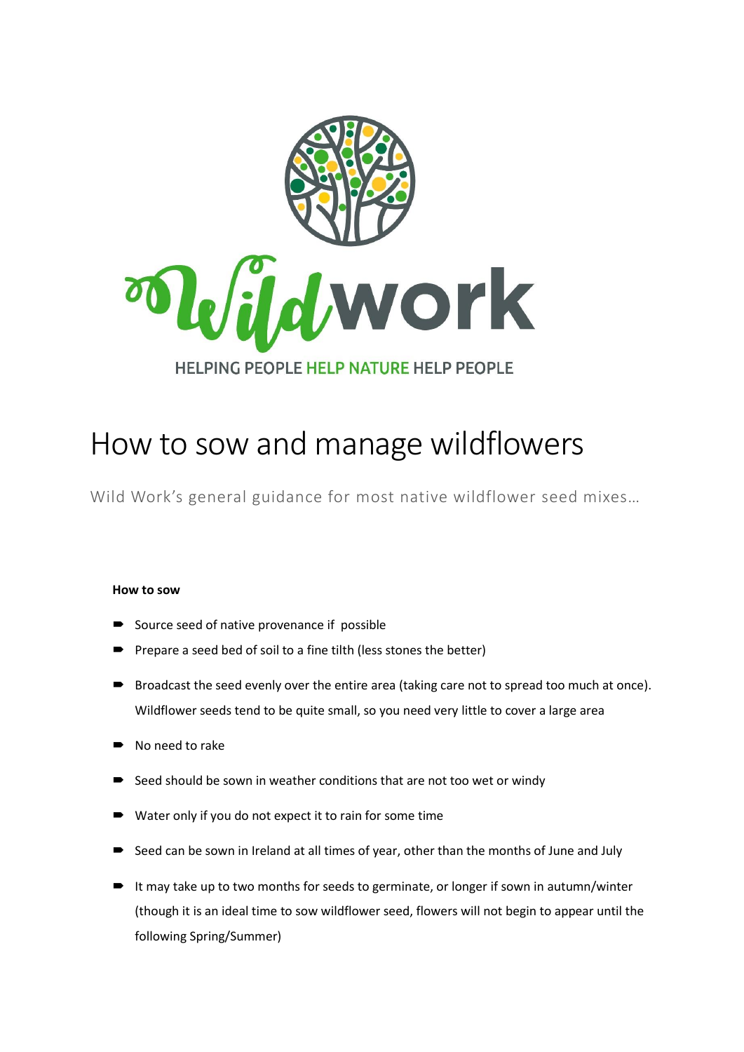Wildwork

HELPING PEOPLE HELP NATURE HELP PEOPLE

# How to sow and manage wildflowers

Wild Work's general guidance for most native wildflower seed mixes…

**How to sow**

- Source seed of native provenance if possible
- Prepare a seed bed of soil to a fine tilth (less stones the better)
- Broadcast the seed evenly over the entire area (taking care not to spread too much at once). Wildflower seeds tend to be quite small, so you need very little to cover a large area
- No need to rake
- Seed should be sown in weather conditions that are not too wet or windy
- Water only if you do not expect it to rain for some time
- Seed can be sown in Ireland at all times of year, other than the months of June and July
- It may take up to two months for seeds to germinate, or longer if sown in autumn/winter (though it is an ideal time to sow wildflower seed, flowers will not begin to appear until the following Spring/Summer)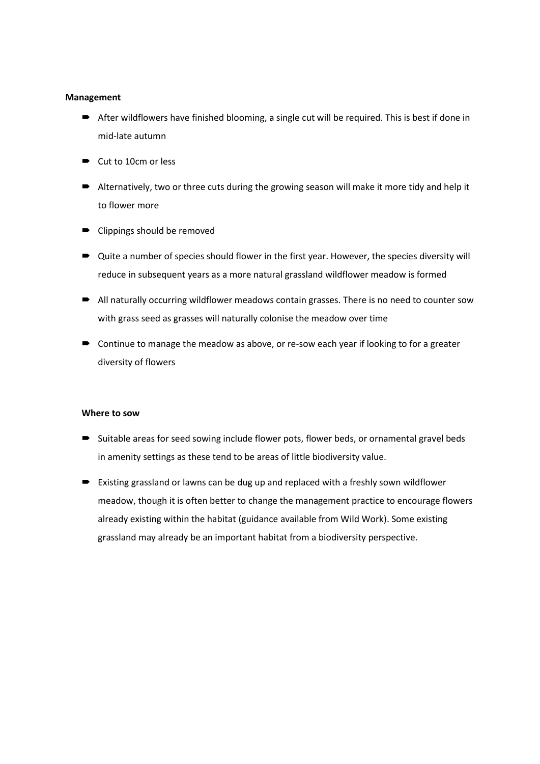**Management**

- After wildflowers have finished blooming, a single cut will be required. This is best if done in mid-late autumn
- Cut to 10cm or less
- Alternatively, two or three cuts during the growing season will make it more tidy and help it to flower more
- Clippings should be removed
- Quite a number of species should flower in the first year. However, the species diversity will reduce in subsequent years as a more natural grassland wildflower meadow is formed
- All naturally occurring wildflower meadows contain grasses. There is no need to counter sow with grass seed as grasses will naturally colonise the meadow over time
- Continue to manage the meadow as above, or re-sow each year if looking to for a greater diversity of flowers

**Where to sow**

- Suitable areas for seed sowing include flower pots, flower beds, or ornamental gravel beds in amenity settings as these tend to be areas of little biodiversity value.
- Existing grassland or lawns can be dug up and replaced with a freshly sown wildflower meadow, though it is often better to change the management practice to encourage flowers already existing within the habitat (guidance available from Wild Work). Some existing grassland may already be an important habitat from a biodiversity perspective.